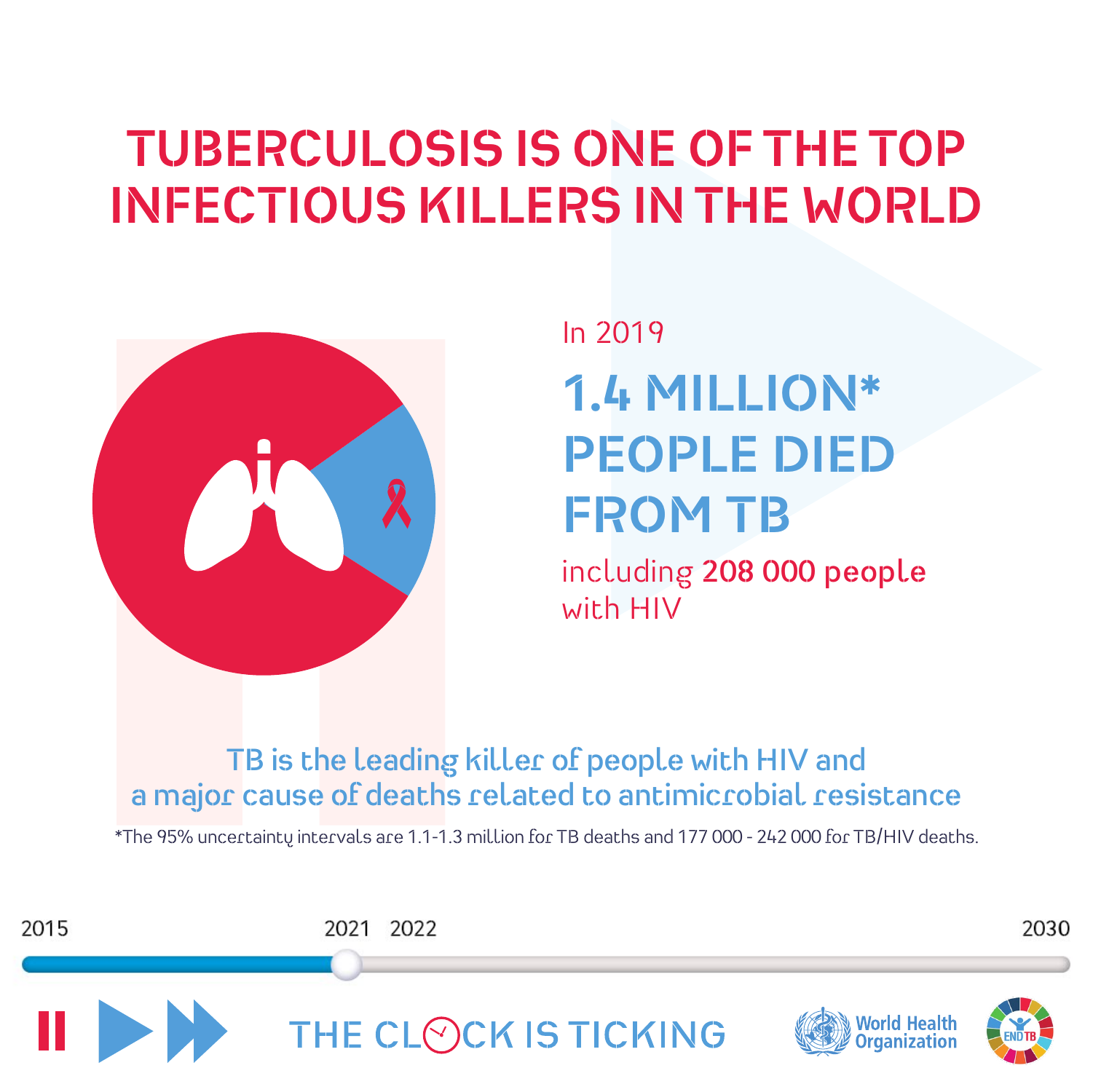# TUBERCULOSIS IS ONE OF THE TOP INFECTIOUS KILLERS IN THE WORLD

In 2019

## 1.4 MILLION* PEOPLE DIED FROM TB

including **208 000 people** with HIV

TB is the leading killer of people with HIV and a major cause of deaths related to antimicrobial resistance

*The 95% uncertainty intervals are 1.1-1.3 million for TB deaths and 177 000 - 242 000 for TB/HIV deaths.

2015 2021 2022 2030

THE CLOCK IS TICKING

World Health Organization

END TB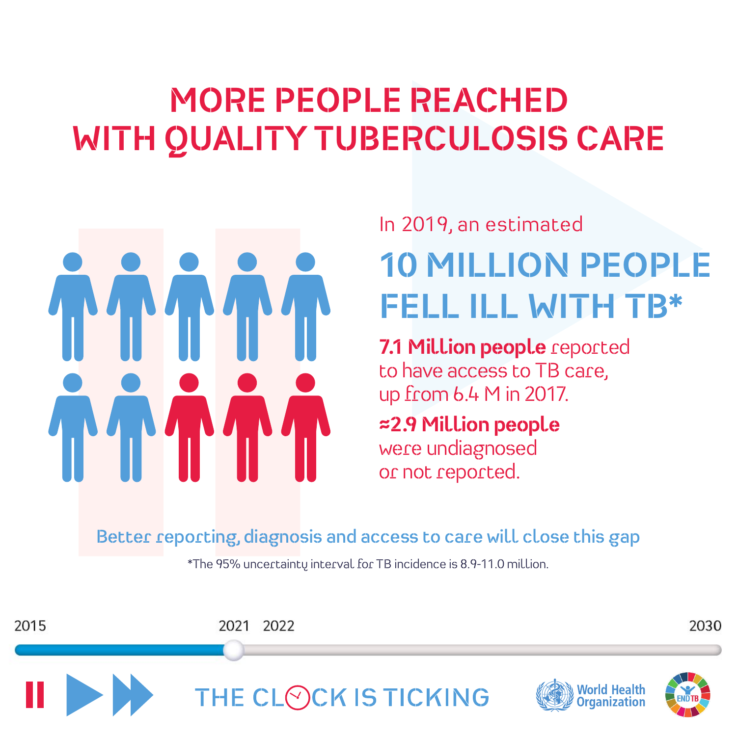# MORE PEOPLE REACHED WITH QUALITY TUBERCULOSIS CARE

In 2019, an estimated

## 10 MILLION PEOPLE FELL ILL WITH TB*

**7.1 Million people** reported to have access to TB care, up from 6.4 M in 2017.

**≈2.9 Million people** were undiagnosed or not reported.

Better reporting, diagnosis and access to care will close this gap

*The 95% uncertainty interval for TB incidence is 8.9-11.0 million.

2015 2021 2022 2030

THE CLOCK IS TICKING

World Health Organization

END TB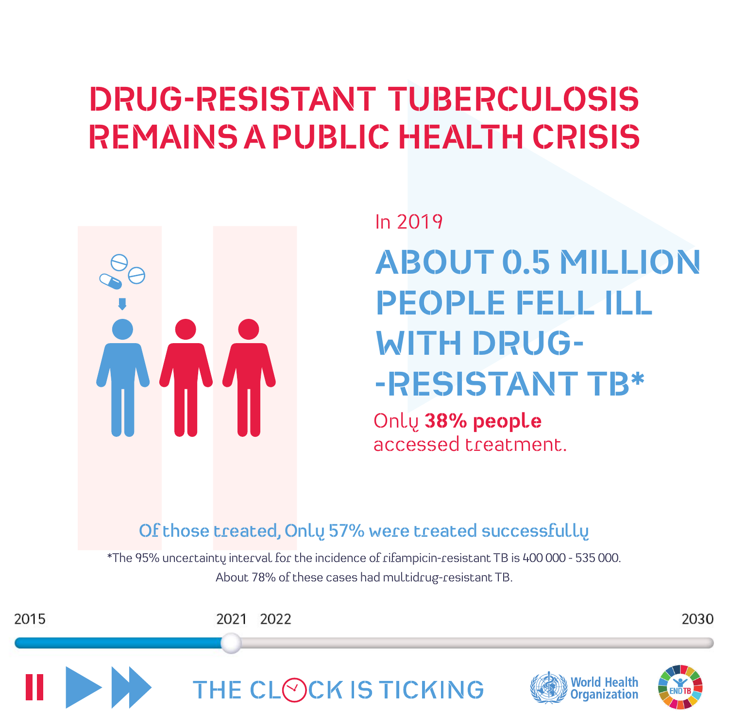# DRUG-RESISTANT TUBERCULOSIS REMAINS A PUBLIC HEALTH CRISIS

In 2019

## ABOUT 0.5 MILLION PEOPLE FELL ILL WITH DRUG-RESISTANT TB*

Only **38% people** accessed treatment.

Of those treated, Only 57% were treated successfully

*The 95% uncertainty interval for the incidence of rifampicin-resistant TB is 400 000 - 535 000. About 78% of these cases had multidrug-resistant TB.

2015 2021 2022 2030

THE CLOCK IS TICKING

World Health Organization

END TB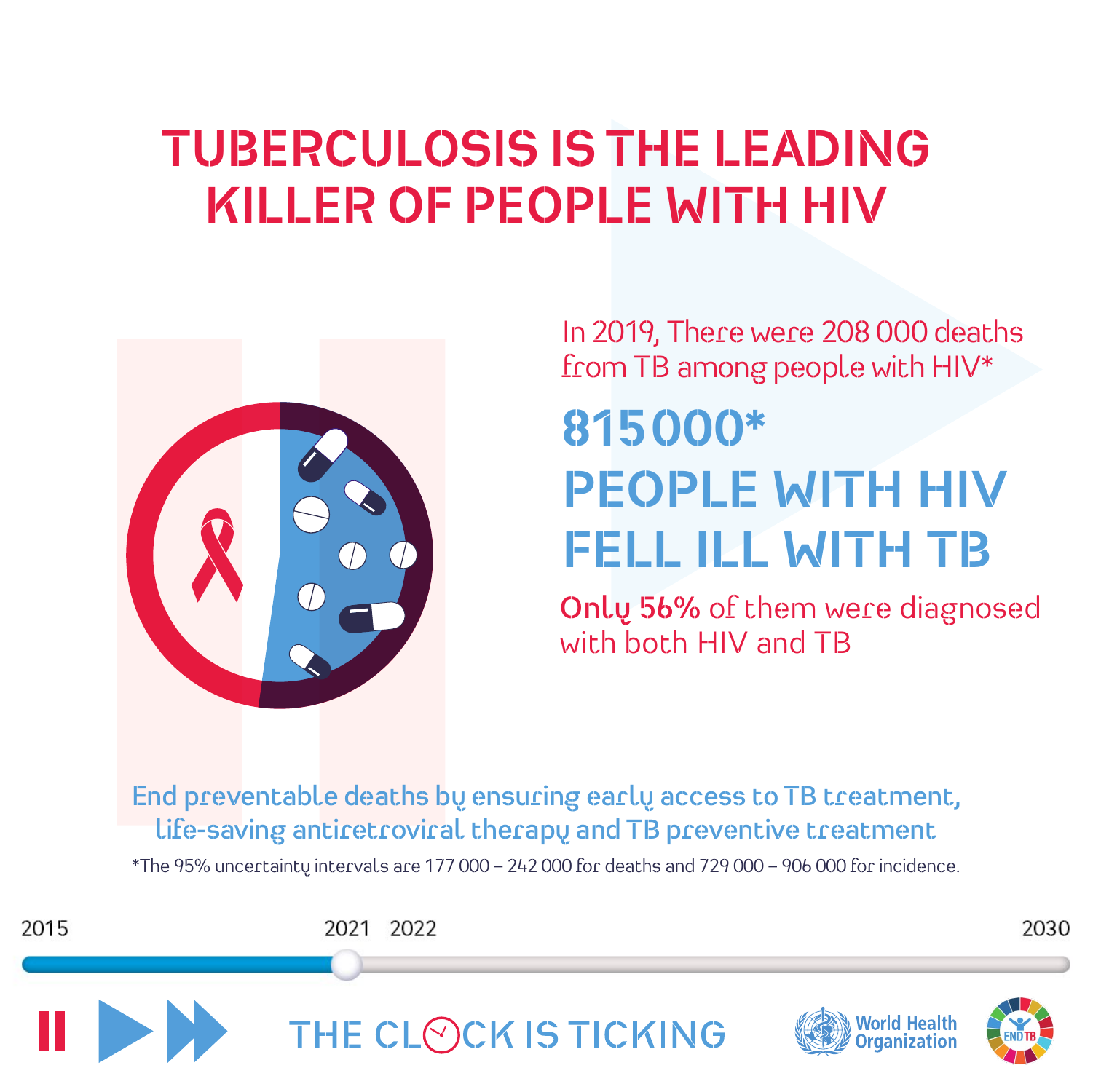# TUBERCULOSIS IS THE LEADING KILLER OF PEOPLE WITH HIV

In 2019, There were 208 000 deaths from TB among people with HIV*

## 815 000* PEOPLE WITH HIV FELL ILL WITH TB

**Only 56%** of them were diagnosed with both HIV and TB

End preventable deaths by ensuring early access to TB treatment, life-saving antiretroviral therapy and TB preventive treatment

*The 95% uncertainty intervals are 177 000 – 242 000 for deaths and 729 000 – 906 000 for incidence.

2015 2021 2022 2030

THE CLOCK IS TICKING

World Health Organization

END TB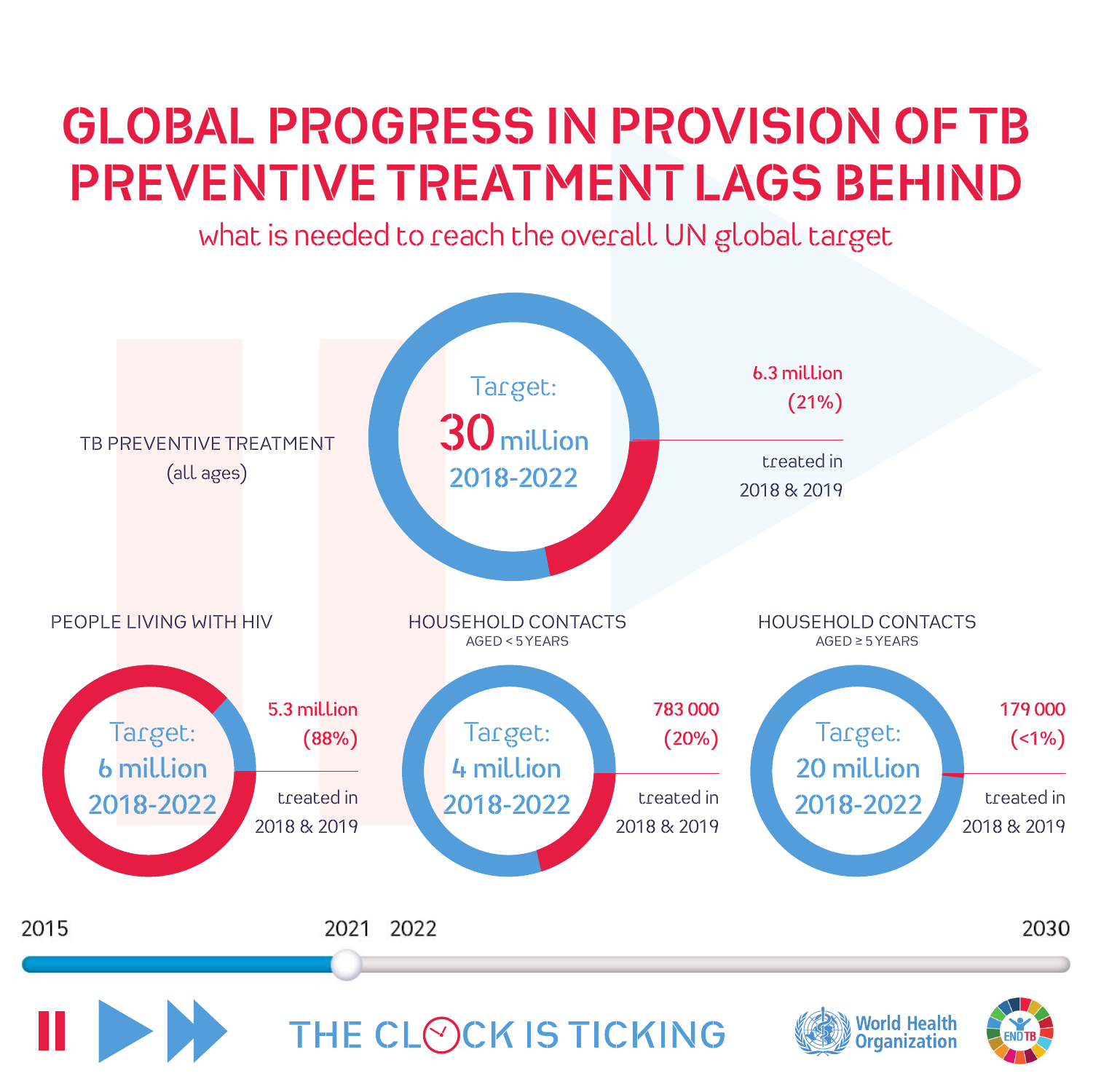# GLOBAL PROGRESS IN PROVISION OF TB PREVENTIVE TREATMENT LAGS BEHIND

*what is needed to reach the overall UN global target*

**TB PREVENTIVE TREATMENT** (all ages)

Target: **30 million** 2018-2022

6.3 million (21%) treated in 2018 & 2019

**PEOPLE LIVING WITH HIV**

Target: 6 million 2018-2022

5.3 million (88%) treated in 2018 & 2019

**HOUSEHOLD CONTACTS** AGED < 5 YEARS

Target: 4 million 2018-2022

783 000 (20%) treated in 2018 & 2019

**HOUSEHOLD CONTACTS** AGED ≥ 5 YEARS

Target: 20 million 2018-2022

179 000 (<1%) treated in 2018 & 2019

2015 — 2021 — 2022 — 2030

THE CLOCK IS TICKING

World Health Organization

END TB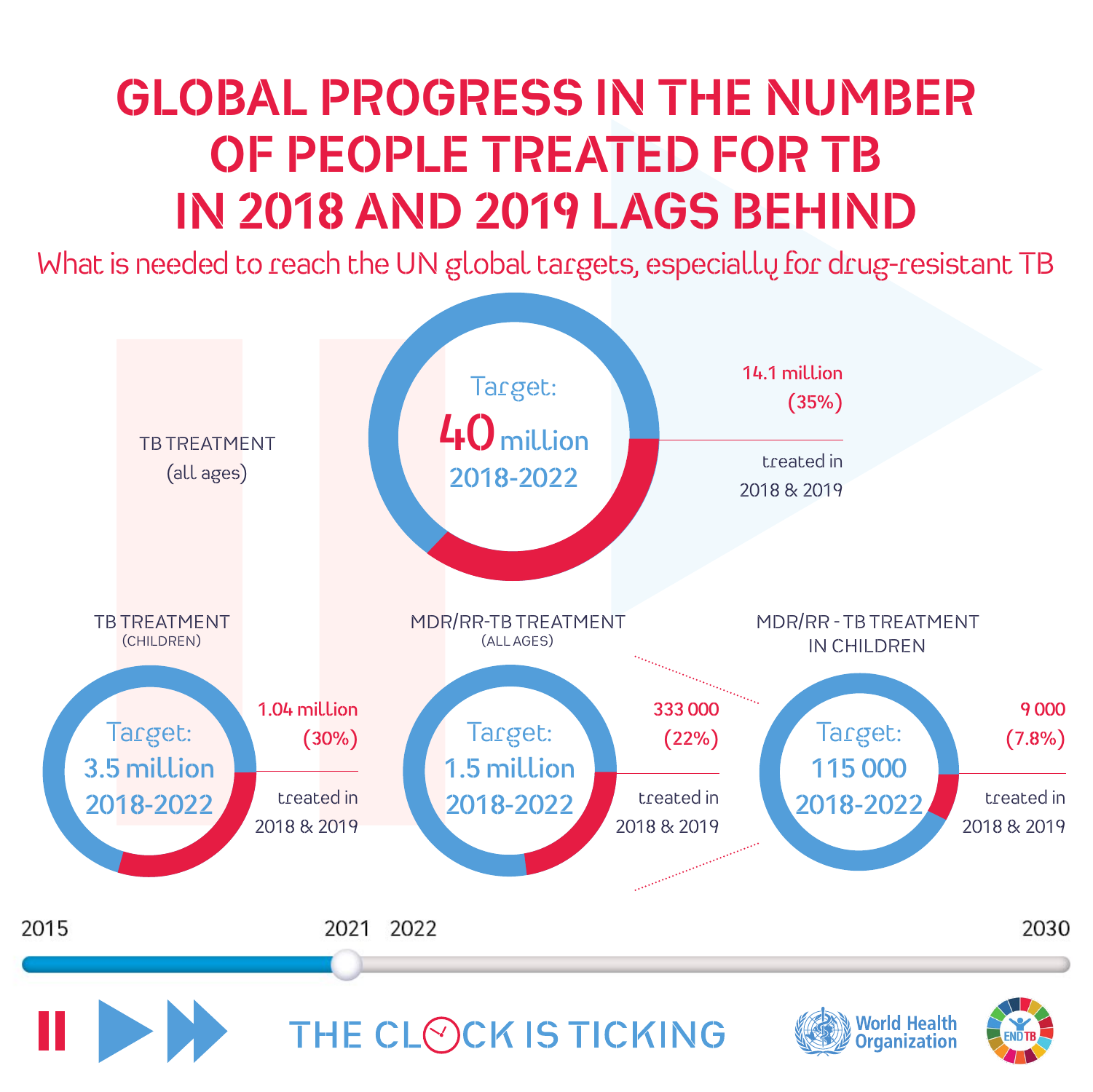# GLOBAL PROGRESS IN THE NUMBER OF PEOPLE TREATED FOR TB IN 2018 AND 2019 LAGS BEHIND

What is needed to reach the UN global targets, especially for drug-resistant TB

## TB TREATMENT (all ages)

Target: **40 million** 2018-2022

14.1 million (35%) treated in 2018 & 2019

## TB TREATMENT (CHILDREN)

Target: 3.5 million 2018-2022

1.04 million (30%) treated in 2018 & 2019

## MDR/RR-TB TREATMENT (ALL AGES)

Target: 1.5 million 2018-2022

333 000 (22%) treated in 2018 & 2019

## MDR/RR - TB TREATMENT IN CHILDREN

Target: 115 000 2018-2022

9 000 (7.8%) treated in 2018 & 2019

2015 — 2021 — 2022 — 2030

THE CLOCK IS TICKING

World Health Organization

END TB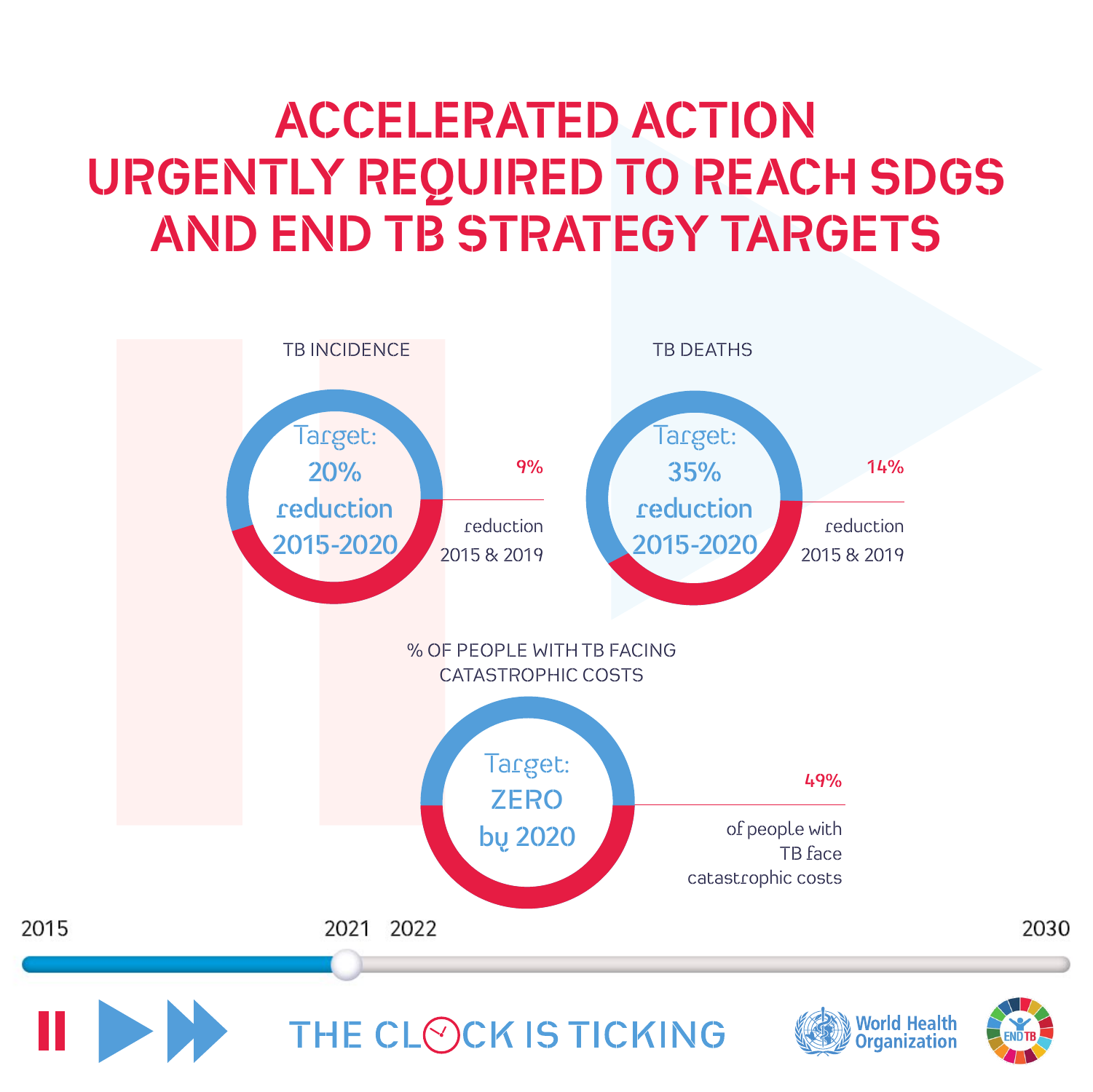# ACCELERATED ACTION URGENTLY REQUIRED TO REACH SDGS AND END TB STRATEGY TARGETS

## TB INCIDENCE

Target: 20% reduction 2015-2020

9% reduction 2015 & 2019

## TB DEATHS

Target: 35% reduction 2015-2020

14% reduction 2015 & 2019

## % OF PEOPLE WITH TB FACING CATASTROPHIC COSTS

Target: ZERO by 2020

49% of people with TB face catastrophic costs

2015 2021 2022 2030

THE CLOCK IS TICKING

World Health Organization

END TB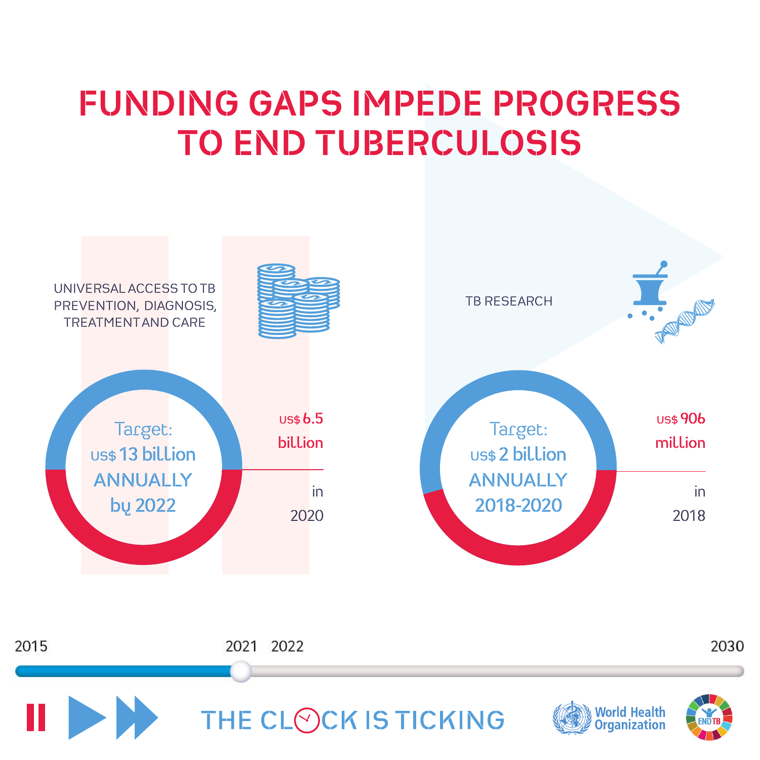# FUNDING GAPS IMPEDE PROGRESS TO END TUBERCULOSIS

UNIVERSAL ACCESS TO TB PREVENTION, DIAGNOSIS, TREATMENT AND CARE

Target: US$ 13 billion ANNUALLY by 2022

US$ 6.5 billion

in 2020

TB RESEARCH

Target: US$ 2 billion ANNUALLY 2018-2020

US$ 906 million

in 2018

2015 2021 2022 2030

THE CLOCK IS TICKING

World Health Organization

END TB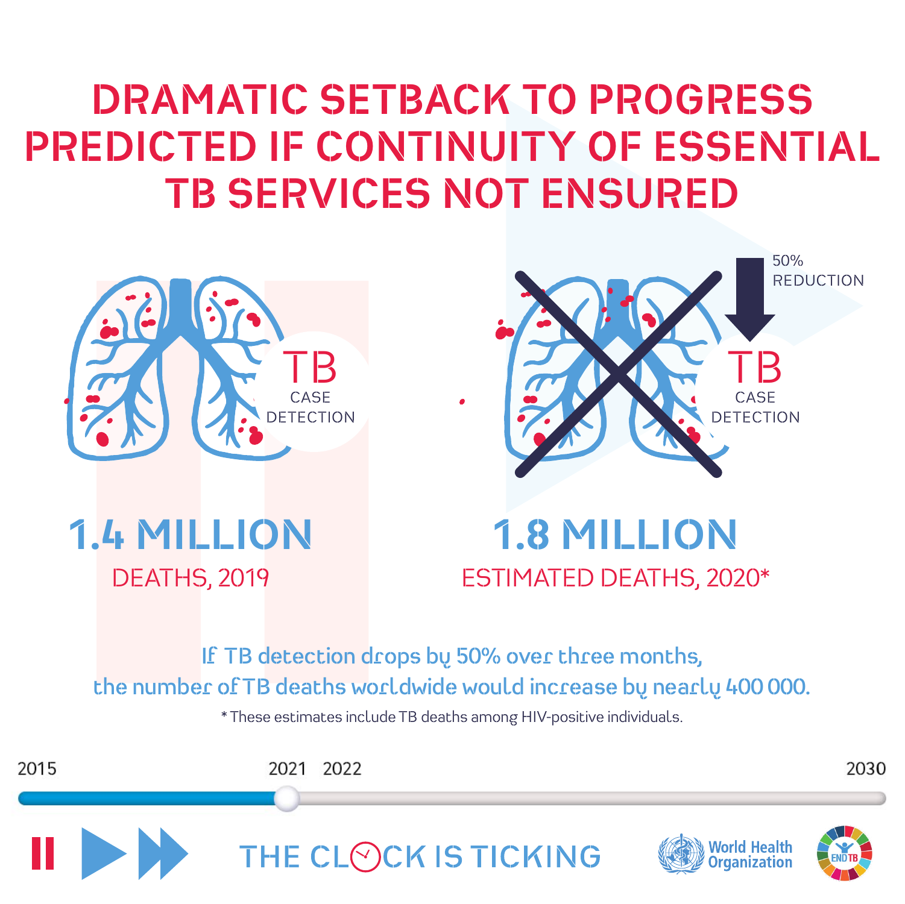# DRAMATIC SETBACK TO PROGRESS PREDICTED IF CONTINUITY OF ESSENTIAL TB SERVICES NOT ENSURED

TB CASE DETECTION

**1.4 MILLION**

DEATHS, 2019

50% REDUCTION

TB CASE DETECTION

**1.8 MILLION**

ESTIMATED DEATHS, 2020*

If TB detection drops by 50% over three months, the number of TB deaths worldwide would increase by nearly 400 000.

* These estimates include TB deaths among HIV-positive individuals.

2015 2021 2022 2030

THE CLOCK IS TICKING

World Health Organization

END TB